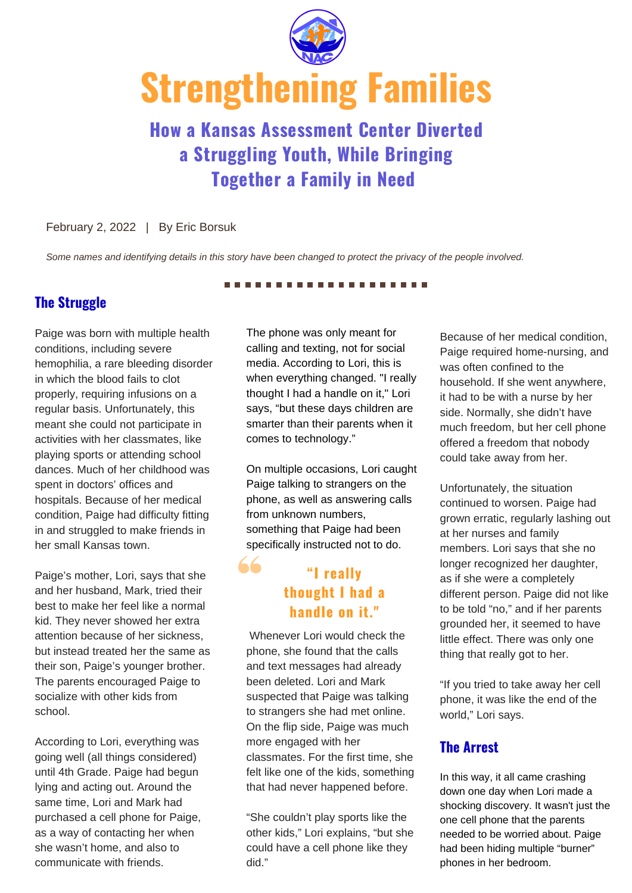# Strengthening Families

## How a Kansas Assessment Center Diverted a Struggling Youth, While Bringing Together a Family in Need

February 2, 2022 | By Eric Borsuk

*Some names and identifying details in this story have been changed to protect the privacy of the people involved.*

### The Struggle

Paige was born with multiple health conditions, including severe hemophilia, a rare bleeding disorder in which the blood fails to clot properly, requiring infusions on a regular basis. Unfortunately, this meant she could not participate in activities with her classmates, like playing sports or attending school dances. Much of her childhood was spent in doctors' offices and hospitals. Because of her medical condition, Paige had difficulty fitting in and struggled to make friends in her small Kansas town.

Paige's mother, Lori, says that she and her husband, Mark, tried their best to make her feel like a normal kid. They never showed her extra attention because of her sickness, but instead treated her the same as their son, Paige's younger brother. The parents encouraged Paige to socialize with other kids from school.

According to Lori, everything was going well (all things considered) until 4th Grade. Paige had begun lying and acting out. Around the same time, Lori and Mark had purchased a cell phone for Paige, as a way of contacting her when she wasn't home, and also to communicate with friends.

The phone was only meant for calling and texting, not for social media. According to Lori, this is when everything changed. "I really thought I had a handle on it," Lori says, "but these days children are smarter than their parents when it comes to technology."

On multiple occasions, Lori caught Paige talking to strangers on the phone, as well as answering calls from unknown numbers, something that Paige had been specifically instructed not to do.

> **"I really thought I had a handle on it."**

Whenever Lori would check the phone, she found that the calls and text messages had already been deleted. Lori and Mark suspected that Paige was talking to strangers she had met online. On the flip side, Paige was much more engaged with her classmates. For the first time, she felt like one of the kids, something that had never happened before.

"She couldn't play sports like the other kids," Lori explains, "but she could have a cell phone like they did."

Because of her medical condition, Paige required home-nursing, and was often confined to the household. If she went anywhere, it had to be with a nurse by her side. Normally, she didn't have much freedom, but her cell phone offered a freedom that nobody could take away from her.

Unfortunately, the situation continued to worsen. Paige had grown erratic, regularly lashing out at her nurses and family members. Lori says that she no longer recognized her daughter, as if she were a completely different person. Paige did not like to be told "no," and if her parents grounded her, it seemed to have little effect. There was only one thing that really got to her.

"If you tried to take away her cell phone, it was like the end of the world," Lori says.

### The Arrest

In this way, it all came crashing down one day when Lori made a shocking discovery. It wasn't just the one cell phone that the parents needed to be worried about. Paige had been hiding multiple "burner" phones in her bedroom.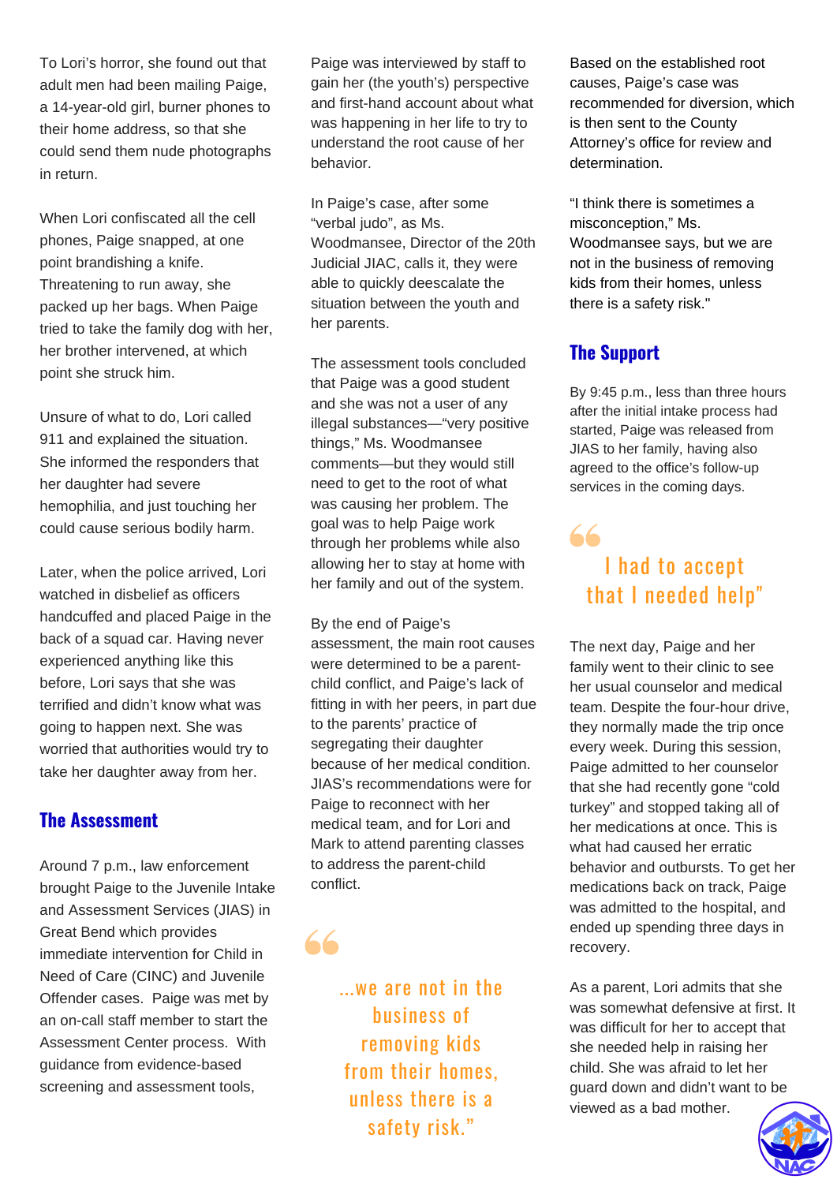To Lori's horror, she found out that adult men had been mailing Paige, a 14-year-old girl, burner phones to their home address, so that she could send them nude photographs in return.

When Lori confiscated all the cell phones, Paige snapped, at one point brandishing a knife. Threatening to run away, she packed up her bags. When Paige tried to take the family dog with her, her brother intervened, at which point she struck him.

Unsure of what to do, Lori called 911 and explained the situation. She informed the responders that her daughter had severe hemophilia, and just touching her could cause serious bodily harm.

Later, when the police arrived, Lori watched in disbelief as officers handcuffed and placed Paige in the back of a squad car. Having never experienced anything like this before, Lori says that she was terrified and didn't know what was going to happen next. She was worried that authorities would try to take her daughter away from her.

## The Assessment

Around 7 p.m., law enforcement brought Paige to the Juvenile Intake and Assessment Services (JIAS) in Great Bend which provides immediate intervention for Child in Need of Care (CINC) and Juvenile Offender cases. Paige was met by an on-call staff member to start the Assessment Center process. With guidance from evidence-based screening and assessment tools, Paige was interviewed by staff to gain her (the youth's) perspective and first-hand account about what was happening in her life to try to understand the root cause of her behavior.

In Paige's case, after some "verbal judo", as Ms. Woodmansee, Director of the 20th Judicial JIAC, calls it, they were able to quickly deescalate the situation between the youth and her parents.

The assessment tools concluded that Paige was a good student and she was not a user of any illegal substances—"very positive things," Ms. Woodmansee comments—but they would still need to get to the root of what was causing her problem. The goal was to help Paige work through her problems while also allowing her to stay at home with her family and out of the system.

By the end of Paige's assessment, the main root causes were determined to be a parent-child conflict, and Paige's lack of fitting in with her peers, in part due to the parents' practice of segregating their daughter because of her medical condition. JIAS's recommendations were for Paige to reconnect with her medical team, and for Lori and Mark to attend parenting classes to address the parent-child conflict.

> "...we are not in the business of removing kids from their homes, unless there is a safety risk."

Based on the established root causes, Paige's case was recommended for diversion, which is then sent to the County Attorney's office for review and determination.

"I think there is sometimes a misconception," Ms. Woodmansee says, but we are not in the business of removing kids from their homes, unless there is a safety risk."

## The Support

By 9:45 p.m., less than three hours after the initial intake process had started, Paige was released from JIAS to her family, having also agreed to the office's follow-up services in the coming days.

> "I had to accept that I needed help"

The next day, Paige and her family went to their clinic to see her usual counselor and medical team. Despite the four-hour drive, they normally made the trip once every week. During this session, Paige admitted to her counselor that she had recently gone "cold turkey" and stopped taking all of her medications at once. This is what had caused her erratic behavior and outbursts. To get her medications back on track, Paige was admitted to the hospital, and ended up spending three days in recovery.

As a parent, Lori admits that she was somewhat defensive at first. It was difficult for her to accept that she needed help in raising her child. She was afraid to let her guard down and didn't want to be viewed as a bad mother.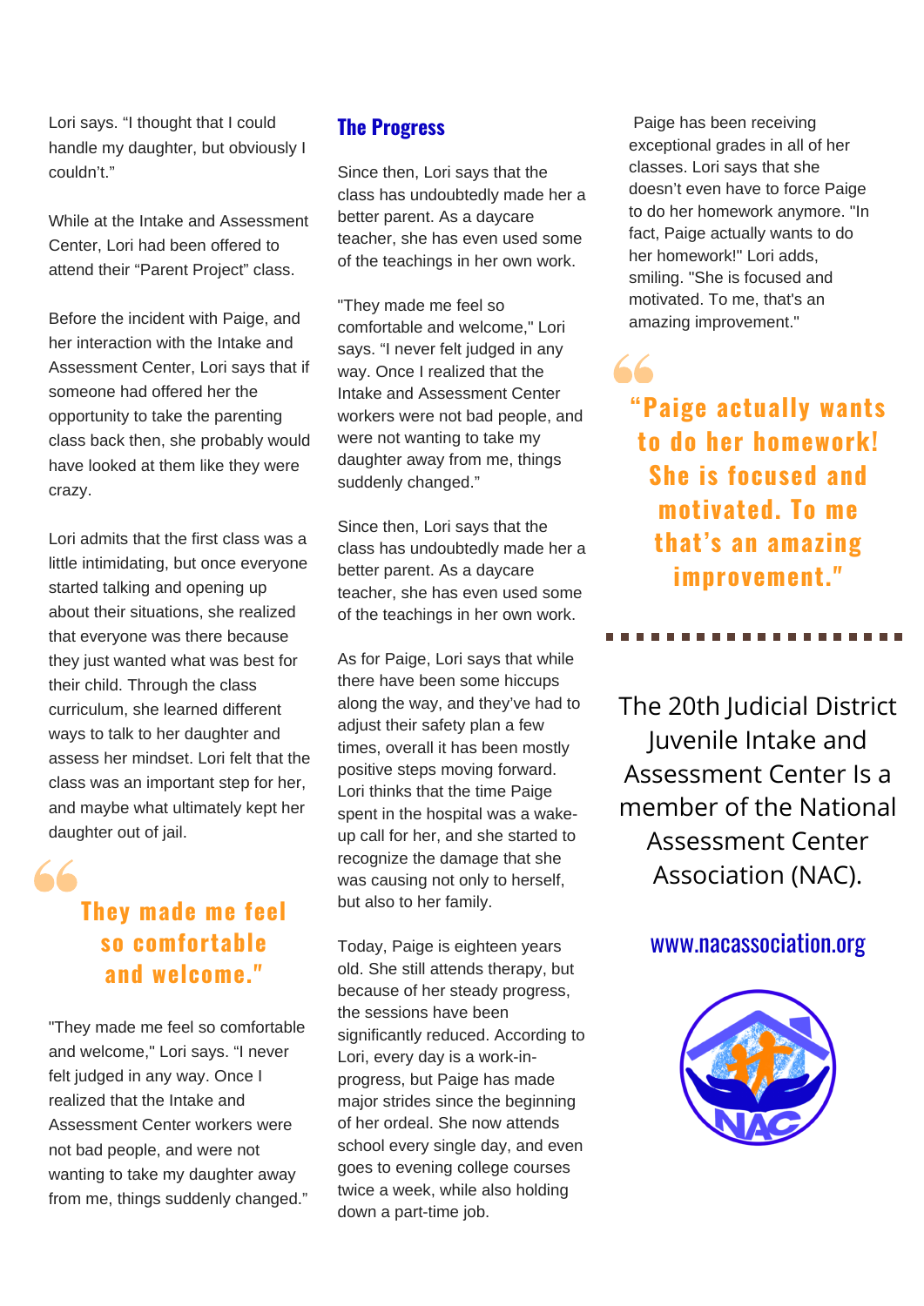Lori says. "I thought that I could handle my daughter, but obviously I couldn't."

While at the Intake and Assessment Center, Lori had been offered to attend their "Parent Project" class.

Before the incident with Paige, and her interaction with the Intake and Assessment Center, Lori says that if someone had offered her the opportunity to take the parenting class back then, she probably would have looked at them like they were crazy.

Lori admits that the first class was a little intimidating, but once everyone started talking and opening up about their situations, she realized that everyone was there because they just wanted what was best for their child. Through the class curriculum, she learned different ways to talk to her daughter and assess her mindset. Lori felt that the class was an important step for her, and maybe what ultimately kept her daughter out of jail.

> **They made me feel so comfortable and welcome."**

"They made me feel so comfortable and welcome," Lori says. "I never felt judged in any way. Once I realized that the Intake and Assessment Center workers were not bad people, and were not wanting to take my daughter away from me, things suddenly changed."

## The Progress

Since then, Lori says that the class has undoubtedly made her a better parent. As a daycare teacher, she has even used some of the teachings in her own work.

"They made me feel so comfortable and welcome," Lori says. "I never felt judged in any way. Once I realized that the Intake and Assessment Center workers were not bad people, and were not wanting to take my daughter away from me, things suddenly changed."

Since then, Lori says that the class has undoubtedly made her a better parent. As a daycare teacher, she has even used some of the teachings in her own work.

As for Paige, Lori says that while there have been some hiccups along the way, and they've had to adjust their safety plan a few times, overall it has been mostly positive steps moving forward. Lori thinks that the time Paige spent in the hospital was a wake-up call for her, and she started to recognize the damage that she was causing not only to herself, but also to her family.

Today, Paige is eighteen years old. She still attends therapy, but because of her steady progress, the sessions have been significantly reduced. According to Lori, every day is a work-in-progress, but Paige has made major strides since the beginning of her ordeal. She now attends school every single day, and even goes to evening college courses twice a week, while also holding down a part-time job.

Paige has been receiving exceptional grades in all of her classes. Lori says that she doesn't even have to force Paige to do her homework anymore. "In fact, Paige actually wants to do her homework!" Lori adds, smiling. "She is focused and motivated. To me, that's an amazing improvement."

> **"Paige actually wants to do her homework! She is focused and motivated. To me that's an amazing improvement."**

---

The 20th Judicial District Juvenile Intake and Assessment Center Is a member of the National Assessment Center Association (NAC).

www.nacassociation.org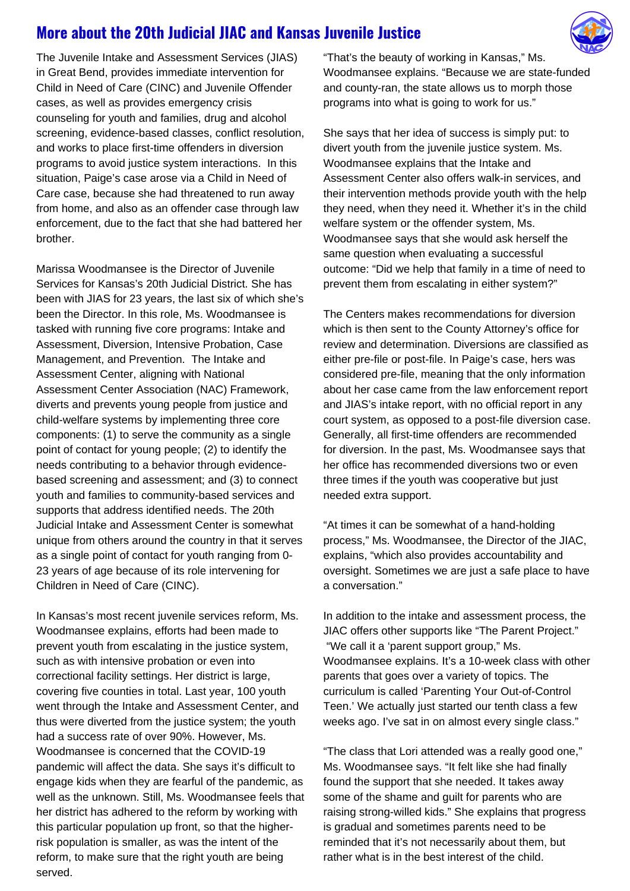## More about the 20th Judicial JIAC and Kansas Juvenile Justice

The Juvenile Intake and Assessment Services (JIAS) in Great Bend, provides immediate intervention for Child in Need of Care (CINC) and Juvenile Offender cases, as well as provides emergency crisis counseling for youth and families, drug and alcohol screening, evidence-based classes, conflict resolution, and works to place first-time offenders in diversion programs to avoid justice system interactions. In this situation, Paige's case arose via a Child in Need of Care case, because she had threatened to run away from home, and also as an offender case through law enforcement, due to the fact that she had battered her brother.

Marissa Woodmansee is the Director of Juvenile Services for Kansas's 20th Judicial District. She has been with JIAS for 23 years, the last six of which she's been the Director. In this role, Ms. Woodmansee is tasked with running five core programs: Intake and Assessment, Diversion, Intensive Probation, Case Management, and Prevention. The Intake and Assessment Center, aligning with National Assessment Center Association (NAC) Framework, diverts and prevents young people from justice and child-welfare systems by implementing three core components: (1) to serve the community as a single point of contact for young people; (2) to identify the needs contributing to a behavior through evidence-based screening and assessment; and (3) to connect youth and families to community-based services and supports that address identified needs. The 20th Judicial Intake and Assessment Center is somewhat unique from others around the country in that it serves as a single point of contact for youth ranging from 0-23 years of age because of its role intervening for Children in Need of Care (CINC).

In Kansas's most recent juvenile services reform, Ms. Woodmansee explains, efforts had been made to prevent youth from escalating in the justice system, such as with intensive probation or even into correctional facility settings. Her district is large, covering five counties in total. Last year, 100 youth went through the Intake and Assessment Center, and thus were diverted from the justice system; the youth had a success rate of over 90%. However, Ms. Woodmansee is concerned that the COVID-19 pandemic will affect the data. She says it's difficult to engage kids when they are fearful of the pandemic, as well as the unknown. Still, Ms. Woodmansee feels that her district has adhered to the reform by working with this particular population up front, so that the higher-risk population is smaller, as was the intent of the reform, to make sure that the right youth are being served.

"That's the beauty of working in Kansas," Ms. Woodmansee explains. "Because we are state-funded and county-ran, the state allows us to morph those programs into what is going to work for us."

She says that her idea of success is simply put: to divert youth from the juvenile justice system. Ms. Woodmansee explains that the Intake and Assessment Center also offers walk-in services, and their intervention methods provide youth with the help they need, when they need it. Whether it's in the child welfare system or the offender system, Ms. Woodmansee says that she would ask herself the same question when evaluating a successful outcome: "Did we help that family in a time of need to prevent them from escalating in either system?"

The Centers makes recommendations for diversion which is then sent to the County Attorney's office for review and determination. Diversions are classified as either pre-file or post-file. In Paige's case, hers was considered pre-file, meaning that the only information about her case came from the law enforcement report and JIAS's intake report, with no official report in any court system, as opposed to a post-file diversion case. Generally, all first-time offenders are recommended for diversion. In the past, Ms. Woodmansee says that her office has recommended diversions two or even three times if the youth was cooperative but just needed extra support.

"At times it can be somewhat of a hand-holding process," Ms. Woodmansee, the Director of the JIAC, explains, "which also provides accountability and oversight. Sometimes we are just a safe place to have a conversation."

In addition to the intake and assessment process, the JIAC offers other supports like "The Parent Project." "We call it a 'parent support group," Ms. Woodmansee explains. It's a 10-week class with other parents that goes over a variety of topics. The curriculum is called 'Parenting Your Out-of-Control Teen.' We actually just started our tenth class a few weeks ago. I've sat in on almost every single class."

"The class that Lori attended was a really good one," Ms. Woodmansee says. "It felt like she had finally found the support that she needed. It takes away some of the shame and guilt for parents who are raising strong-willed kids." She explains that progress is gradual and sometimes parents need to be reminded that it's not necessarily about them, but rather what is in the best interest of the child.